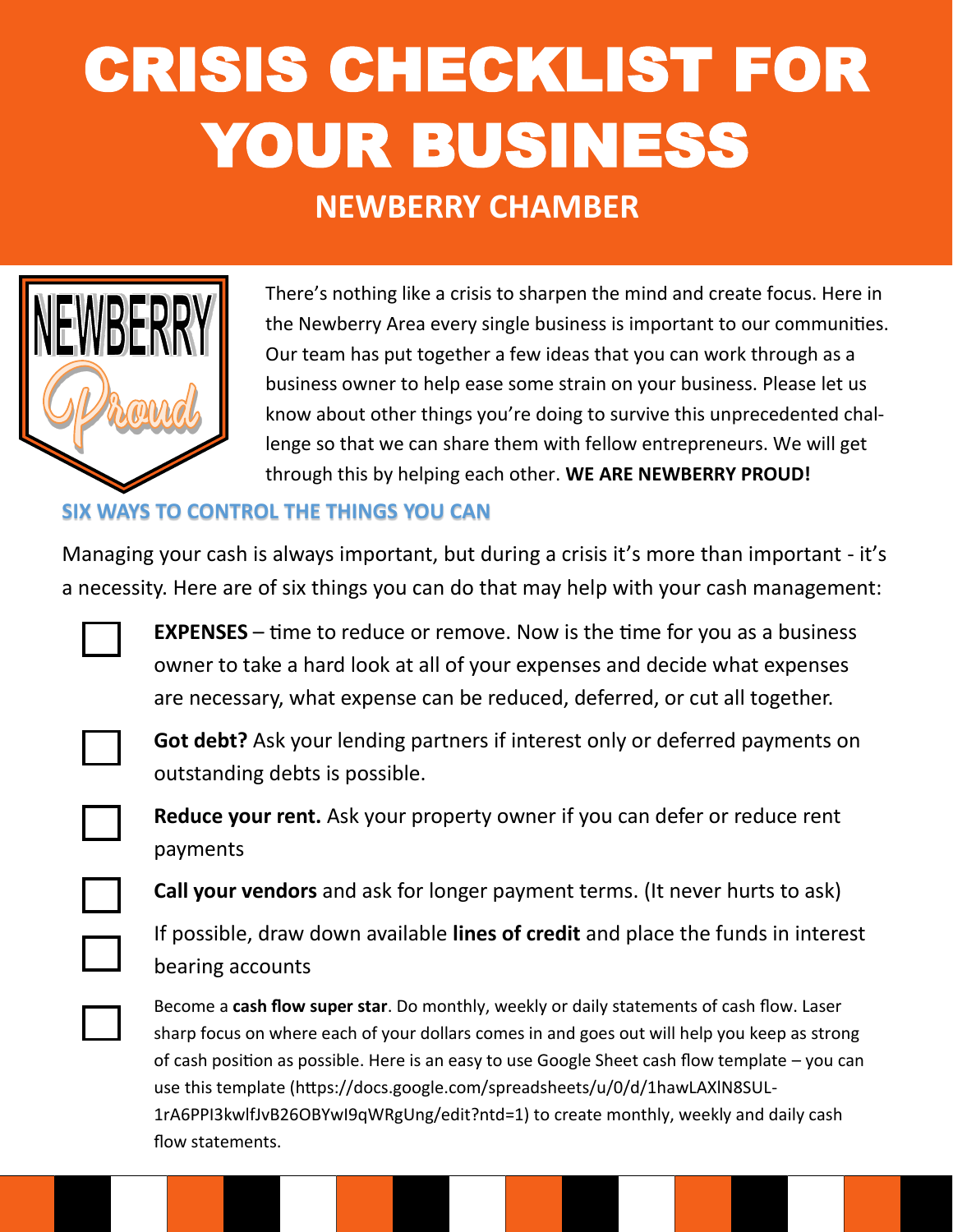# CRISIS CHECKLIST FOR YOUR BUSINESS

## NEWBERRY CHAMBER

There's nothing like a crisis to sharpen the mind and create focus. Here in the Newberry Area every single business is important to our communities. Our team has put together a few ideas that you can work through as a business owner to help ease some strain on your business. Please let us know about other things you're doing to survive this unprecedented challenge so that we can share them with fellow entrepreneurs. We will get through this by helping each other. **WE ARE NEWBERRY PROUD!**

### SIX WAYS TO CONTROL THE THINGS YOU CAN

Managing your cash is always important, but during a crisis it's more than important - it's a necessity. Here are of six things you can do that may help with your cash management:

- [ ] **EXPENSES** – time to reduce or remove. Now is the time for you as a business owner to take a hard look at all of your expenses and decide what expenses are necessary, what expense can be reduced, deferred, or cut all together.
- [ ] **Got debt?** Ask your lending partners if interest only or deferred payments on outstanding debts is possible.
- [ ] **Reduce your rent.** Ask your property owner if you can defer or reduce rent payments
- [ ] **Call your vendors** and ask for longer payment terms. (It never hurts to ask)
- [ ] If possible, draw down available **lines of credit** and place the funds in interest bearing accounts
- [ ] Become a **cash flow super star**. Do monthly, weekly or daily statements of cash flow. Laser sharp focus on where each of your dollars comes in and goes out will help you keep as strong of cash position as possible. Here is an easy to use Google Sheet cash flow template – you can use this template (https://docs.google.com/spreadsheets/u/0/d/1hawLAXlN8SUL-1rA6PPI3kwlfJvB26OBYwI9qWRgUng/edit?ntd=1) to create monthly, weekly and daily cash flow statements.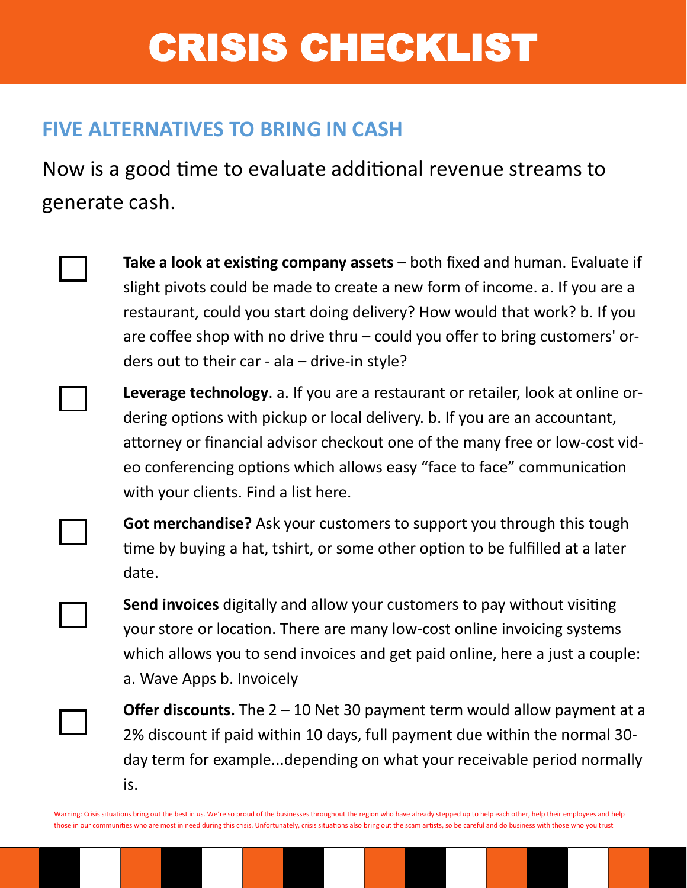# CRISIS CHECKLIST

## FIVE ALTERNATIVES TO BRING IN CASH

Now is a good time to evaluate additional revenue streams to generate cash.

- [ ] **Take a look at existing company assets** – both fixed and human. Evaluate if slight pivots could be made to create a new form of income. a. If you are a restaurant, could you start doing delivery? How would that work? b. If you are coffee shop with no drive thru – could you offer to bring customers' orders out to their car - ala – drive-in style?
- [ ] **Leverage technology**. a. If you are a restaurant or retailer, look at online ordering options with pickup or local delivery. b. If you are an accountant, attorney or financial advisor checkout one of the many free or low-cost video conferencing options which allows easy "face to face" communication with your clients. Find a list here.
- [ ] **Got merchandise?** Ask your customers to support you through this tough time by buying a hat, tshirt, or some other option to be fulfilled at a later date.
- [ ] **Send invoices** digitally and allow your customers to pay without visiting your store or location. There are many low-cost online invoicing systems which allows you to send invoices and get paid online, here a just a couple: a. Wave Apps b. Invoicely
- [ ] **Offer discounts.** The 2 – 10 Net 30 payment term would allow payment at a 2% discount if paid within 10 days, full payment due within the normal 30-day term for example...depending on what your receivable period normally is.

Warning: Crisis situations bring out the best in us. We're so proud of the businesses throughout the region who have already stepped up to help each other, help their employees and help those in our communities who are most in need during this crisis. Unfortunately, crisis situations also bring out the scam artists, so be careful and do business with those who you trust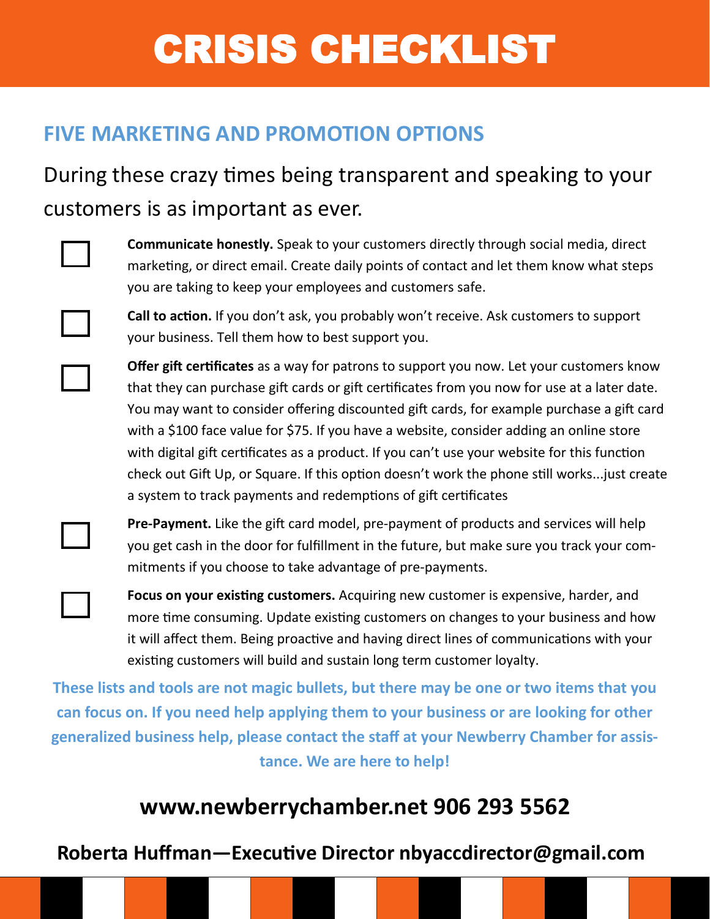# CRISIS CHECKLIST

## FIVE MARKETING AND PROMOTION OPTIONS

During these crazy times being transparent and speaking to your customers is as important as ever.

- [ ] **Communicate honestly.** Speak to your customers directly through social media, direct marketing, or direct email. Create daily points of contact and let them know what steps you are taking to keep your employees and customers safe.
- [ ] **Call to action.** If you don't ask, you probably won't receive. Ask customers to support your business. Tell them how to best support you.
- [ ] **Offer gift certificates** as a way for patrons to support you now. Let your customers know that they can purchase gift cards or gift certificates from you now for use at a later date. You may want to consider offering discounted gift cards, for example purchase a gift card with a $100 face value for $75. If you have a website, consider adding an online store with digital gift certificates as a product. If you can't use your website for this function check out Gift Up, or Square. If this option doesn't work the phone still works...just create a system to track payments and redemptions of gift certificates
- [ ] **Pre-Payment.** Like the gift card model, pre-payment of products and services will help you get cash in the door for fulfillment in the future, but make sure you track your commitments if you choose to take advantage of pre-payments.
- [ ] **Focus on your existing customers.** Acquiring new customer is expensive, harder, and more time consuming. Update existing customers on changes to your business and how it will affect them. Being proactive and having direct lines of communications with your existing customers will build and sustain long term customer loyalty.

**These lists and tools are not magic bullets, but there may be one or two items that you can focus on. If you need help applying them to your business or are looking for other generalized business help, please contact the staff at your Newberry Chamber for assistance. We are here to help!**

## www.newberrychamber.net 906 293 5562

### Roberta Huffman—Executive Director nbyaccdirector@gmail.com